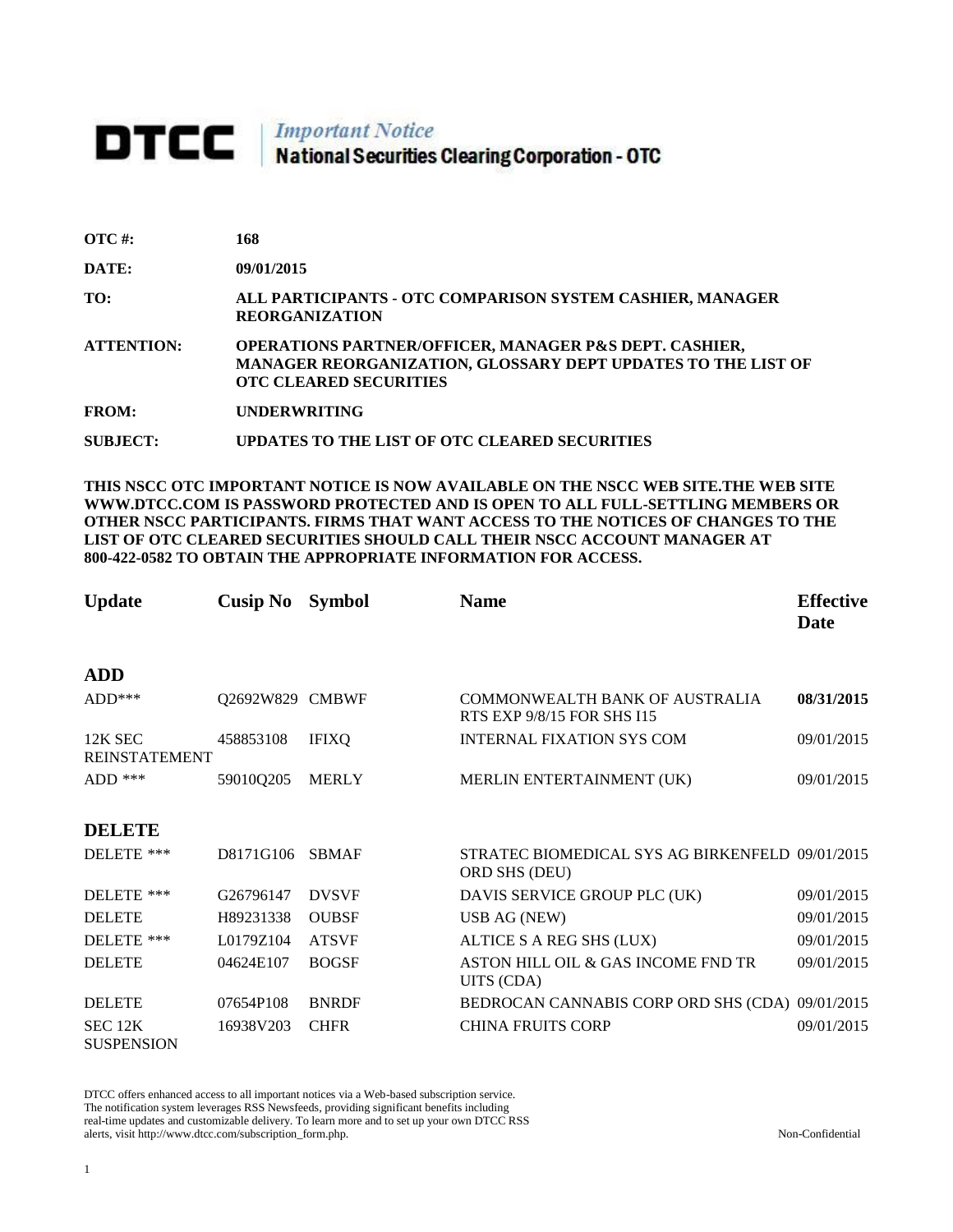# DTCC | *Important Notice* National Securities Clearing Corporation - OTC

| | |
|---|---|
| **OTC #:** | **168** |
| **DATE:** | **09/01/2015** |
| **TO:** | **ALL PARTICIPANTS - OTC COMPARISON SYSTEM CASHIER, MANAGER REORGANIZATION** |
| **ATTENTION:** | **OPERATIONS PARTNER/OFFICER, MANAGER P&S DEPT. CASHIER, MANAGER REORGANIZATION, GLOSSARY DEPT UPDATES TO THE LIST OF OTC CLEARED SECURITIES** |
| **FROM:** | **UNDERWRITING** |
| **SUBJECT:** | **UPDATES TO THE LIST OF OTC CLEARED SECURITIES** |

**THIS NSCC OTC IMPORTANT NOTICE IS NOW AVAILABLE ON THE NSCC WEB SITE.THE WEB SITE WWW.DTCC.COM IS PASSWORD PROTECTED AND IS OPEN TO ALL FULL-SETTLING MEMBERS OR OTHER NSCC PARTICIPANTS. FIRMS THAT WANT ACCESS TO THE NOTICES OF CHANGES TO THE LIST OF OTC CLEARED SECURITIES SHOULD CALL THEIR NSCC ACCOUNT MANAGER AT 800-422-0582 TO OBTAIN THE APPROPRIATE INFORMATION FOR ACCESS.**

| Update | Cusip No | Symbol | Name | Effective Date |
|---|---|---|---|---|
| **ADD** | | | | |
| ADD*** | Q2692W829 | CMBWF | COMMONWEALTH BANK OF AUSTRALIA RTS EXP 9/8/15 FOR SHS I15 | **08/31/2015** |
| 12K SEC REINSTATEMENT | 458853108 | IFIXQ | INTERNAL FIXATION SYS COM | 09/01/2015 |
| ADD *** | 59010Q205 | MERLY | MERLIN ENTERTAINMENT (UK) | 09/01/2015 |
| **DELETE** | | | | |
| DELETE *** | D8171G106 | SBMAF | STRATEC BIOMEDICAL SYS AG BIRKENFELD ORD SHS (DEU) | 09/01/2015 |
| DELETE *** | G26796147 | DVSVF | DAVIS SERVICE GROUP PLC (UK) | 09/01/2015 |
| DELETE | H89231338 | OUBSF | USB AG (NEW) | 09/01/2015 |
| DELETE *** | L0179Z104 | ATSVF | ALTICE S A REG SHS (LUX) | 09/01/2015 |
| DELETE | 04624E107 | BOGSF | ASTON HILL OIL & GAS INCOME FND TR UITS (CDA) | 09/01/2015 |
| DELETE | 07654P108 | BNRDF | BEDROCAN CANNABIS CORP ORD SHS (CDA) | 09/01/2015 |
| SEC 12K SUSPENSION | 16938V203 | CHFR | CHINA FRUITS CORP | 09/01/2015 |

DTCC offers enhanced access to all important notices via a Web-based subscription service. The notification system leverages RSS Newsfeeds, providing significant benefits including real-time updates and customizable delivery. To learn more and to set up your own DTCC RSS alerts, visit http://www.dtcc.com/subscription_form.php.

Non-Confidential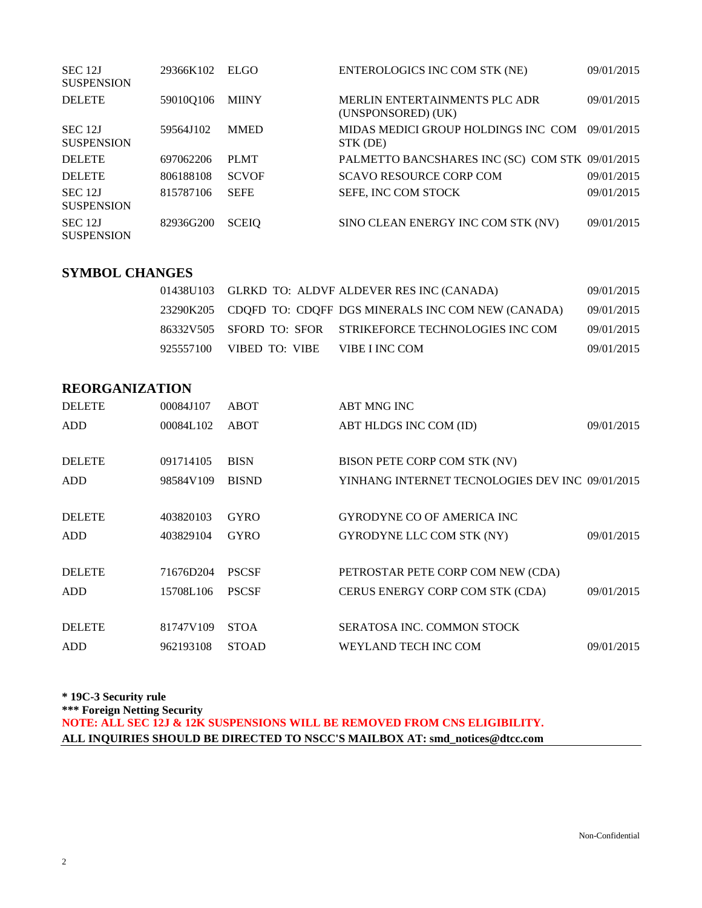| | | | | |
|---|---|---|---|---|
| SEC 12J SUSPENSION | 29366K102 | ELGO | ENTEROLOGICS INC COM STK (NE) | 09/01/2015 |
| DELETE | 59010Q106 | MIINY | MERLIN ENTERTAINMENTS PLC ADR (UNSPONSORED) (UK) | 09/01/2015 |
| SEC 12J SUSPENSION | 59564J102 | MMED | MIDAS MEDICI GROUP HOLDINGS INC COM STK (DE) | 09/01/2015 |
| DELETE | 697062206 | PLMT | PALMETTO BANCSHARES INC (SC) COM STK | 09/01/2015 |
| DELETE | 806188108 | SCVOF | SCAVO RESOURCE CORP COM | 09/01/2015 |
| SEC 12J SUSPENSION | 815787106 | SEFE | SEFE, INC COM STOCK | 09/01/2015 |
| SEC 12J SUSPENSION | 82936G200 | SCEIQ | SINO CLEAN ENERGY INC COM STK (NV) | 09/01/2015 |

## SYMBOL CHANGES

| | | | |
|---|---|---|---|
| 01438U103 | GLRKD TO: ALDVF | ALDEVER RES INC (CANADA) | 09/01/2015 |
| 23290K205 | CDQFD TO: CDQFF | DGS MINERALS INC COM NEW (CANADA) | 09/01/2015 |
| 86332V505 | SFORD TO: SFOR | STRIKEFORCE TECHNOLOGIES INC COM | 09/01/2015 |
| 925557100 | VIBED TO: VIBE | VIBE I INC COM | 09/01/2015 |

## REORGANIZATION

| | | | | |
|---|---|---|---|---|
| DELETE | 00084J107 | ABOT | ABT MNG INC | |
| ADD | 00084L102 | ABOT | ABT HLDGS INC COM (ID) | 09/01/2015 |
| DELETE | 091714105 | BISN | BISON PETE CORP COM STK (NV) | |
| ADD | 98584V109 | BISND | YINHANG INTERNET TECNOLOGIES DEV INC | 09/01/2015 |
| DELETE | 403820103 | GYRO | GYRODYNE CO OF AMERICA INC | |
| ADD | 403829104 | GYRO | GYRODYNE LLC COM STK (NY) | 09/01/2015 |
| DELETE | 71676D204 | PSCSF | PETROSTAR PETE CORP COM NEW (CDA) | |
| ADD | 15708L106 | PSCSF | CERUS ENERGY CORP COM STK (CDA) | 09/01/2015 |
| DELETE | 81747V109 | STOA | SERATOSA INC. COMMON STOCK | |
| ADD | 962193108 | STOAD | WEYLAND TECH INC COM | 09/01/2015 |

**\* 19C-3 Security rule**
**\*\*\* Foreign Netting Security**
**NOTE: ALL SEC 12J & 12K SUSPENSIONS WILL BE REMOVED FROM CNS ELIGIBILITY.**
**ALL INQUIRIES SHOULD BE DIRECTED TO NSCC'S MAILBOX AT: smd_notices@dtcc.com**

Non-Confidential